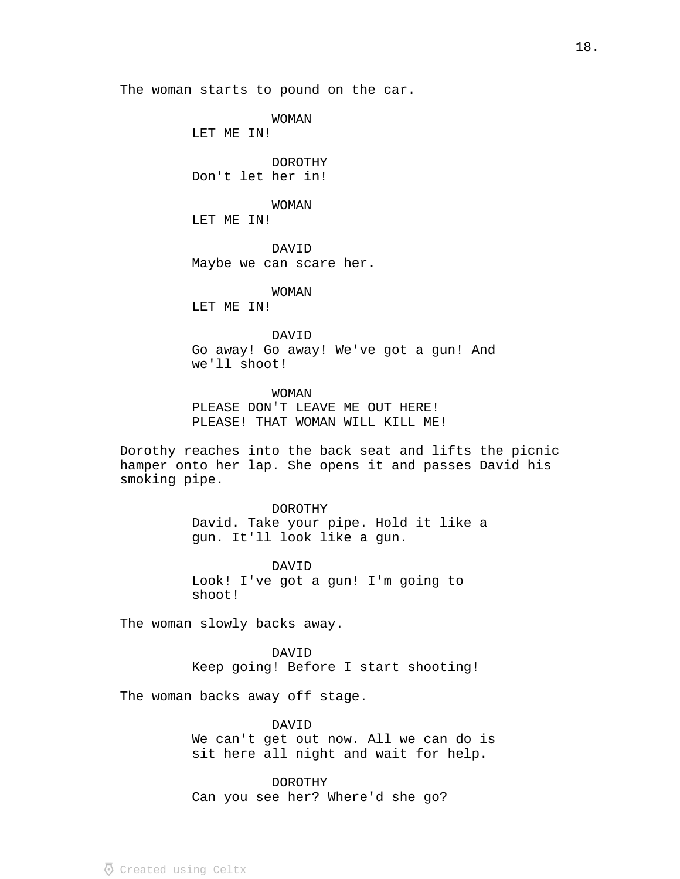The woman starts to pound on the car.

WOMAN
LET ME IN!

DOROTHY
Don't let her in!

WOMAN
LET ME IN!

DAVID
Maybe we can scare her.

WOMAN
LET ME IN!

DAVID
Go away! Go away! We've got a gun! And we'll shoot!

WOMAN
PLEASE DON'T LEAVE ME OUT HERE! PLEASE! THAT WOMAN WILL KILL ME!

Dorothy reaches into the back seat and lifts the picnic hamper onto her lap. She opens it and passes David his smoking pipe.

DOROTHY
David. Take your pipe. Hold it like a gun. It'll look like a gun.

DAVID
Look! I've got a gun! I'm going to shoot!

The woman slowly backs away.

DAVID
Keep going! Before I start shooting!

The woman backs away off stage.

DAVID
We can't get out now. All we can do is sit here all night and wait for help.

DOROTHY
Can you see her? Where'd she go?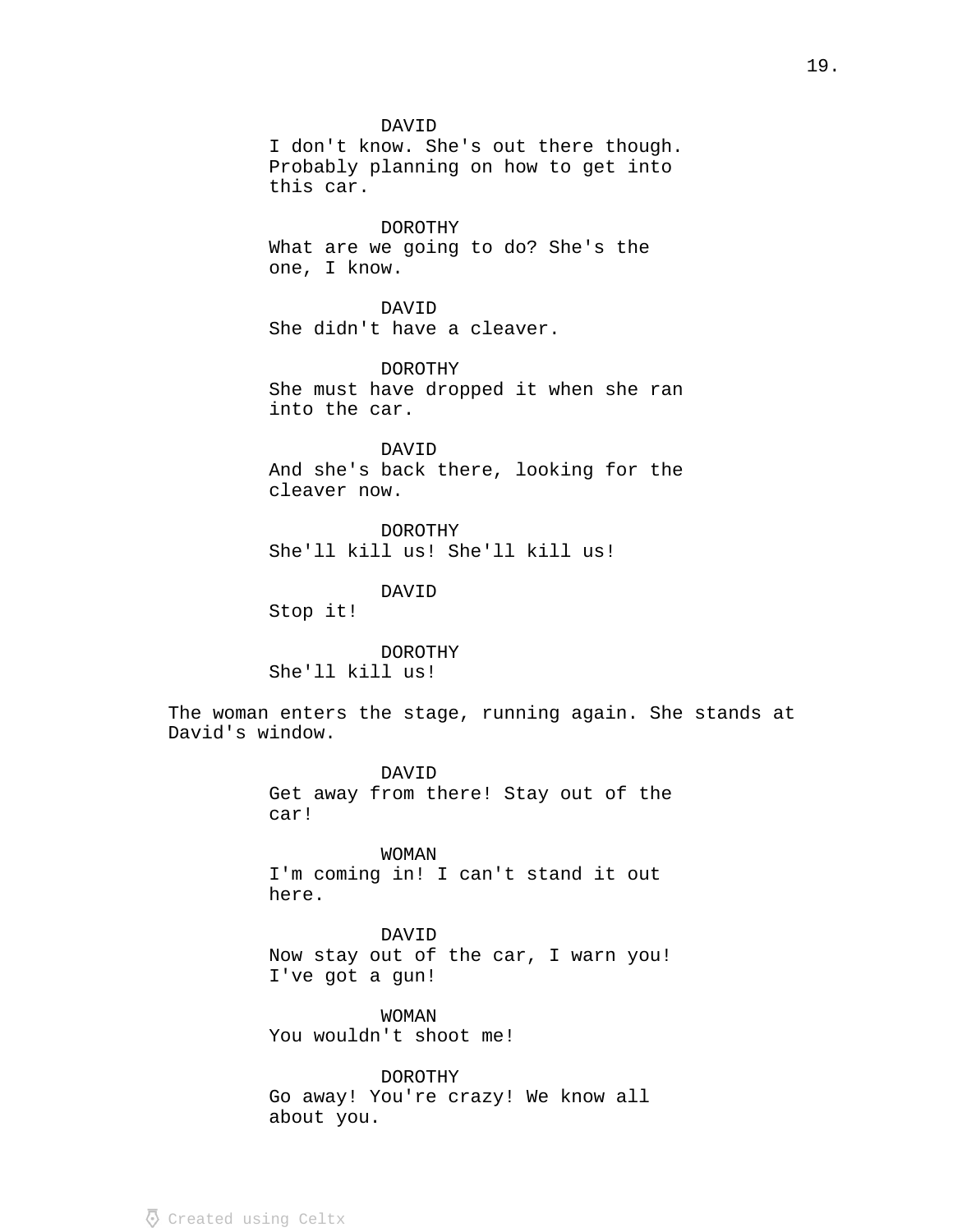DAVID
I don't know. She's out there though. Probably planning on how to get into this car.

DOROTHY
What are we going to do? She's the one, I know.

DAVID
She didn't have a cleaver.

DOROTHY
She must have dropped it when she ran into the car.

DAVID
And she's back there, looking for the cleaver now.

DOROTHY
She'll kill us! She'll kill us!

DAVID
Stop it!

DOROTHY
She'll kill us!

The woman enters the stage, running again. She stands at David's window.

DAVID
Get away from there! Stay out of the car!

WOMAN
I'm coming in! I can't stand it out here.

DAVID
Now stay out of the car, I warn you! I've got a gun!

WOMAN
You wouldn't shoot me!

DOROTHY
Go away! You're crazy! We know all about you.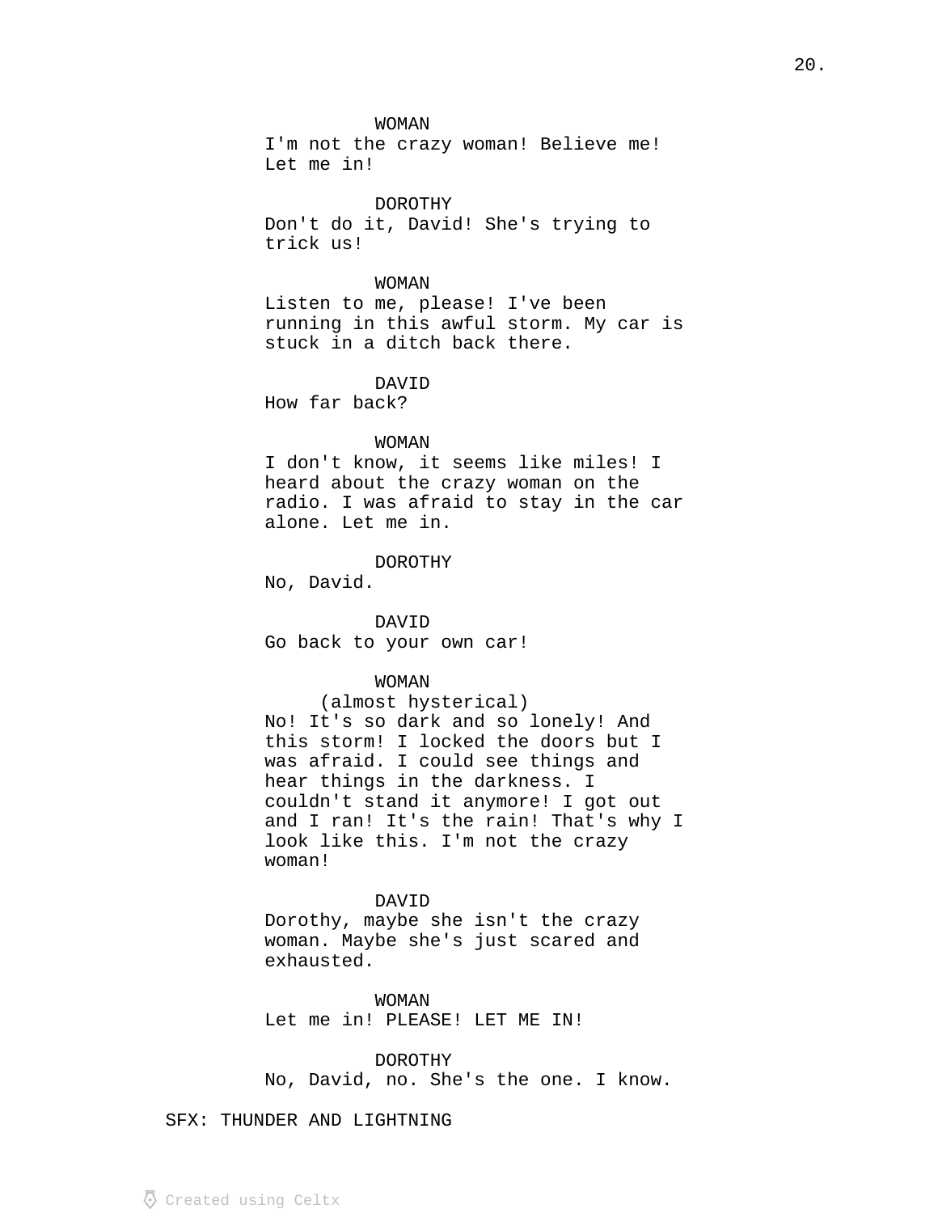WOMAN
I'm not the crazy woman! Believe me! Let me in!

DOROTHY
Don't do it, David! She's trying to trick us!

WOMAN
Listen to me, please! I've been running in this awful storm. My car is stuck in a ditch back there.

DAVID
How far back?

WOMAN
I don't know, it seems like miles! I heard about the crazy woman on the radio. I was afraid to stay in the car alone. Let me in.

DOROTHY
No, David.

DAVID
Go back to your own car!

WOMAN
(almost hysterical)
No! It's so dark and so lonely! And this storm! I locked the doors but I was afraid. I could see things and hear things in the darkness. I couldn't stand it anymore! I got out and I ran! It's the rain! That's why I look like this. I'm not the crazy woman!

DAVID
Dorothy, maybe she isn't the crazy woman. Maybe she's just scared and exhausted.

WOMAN
Let me in! PLEASE! LET ME IN!

DOROTHY
No, David, no. She's the one. I know.

SFX: THUNDER AND LIGHTNING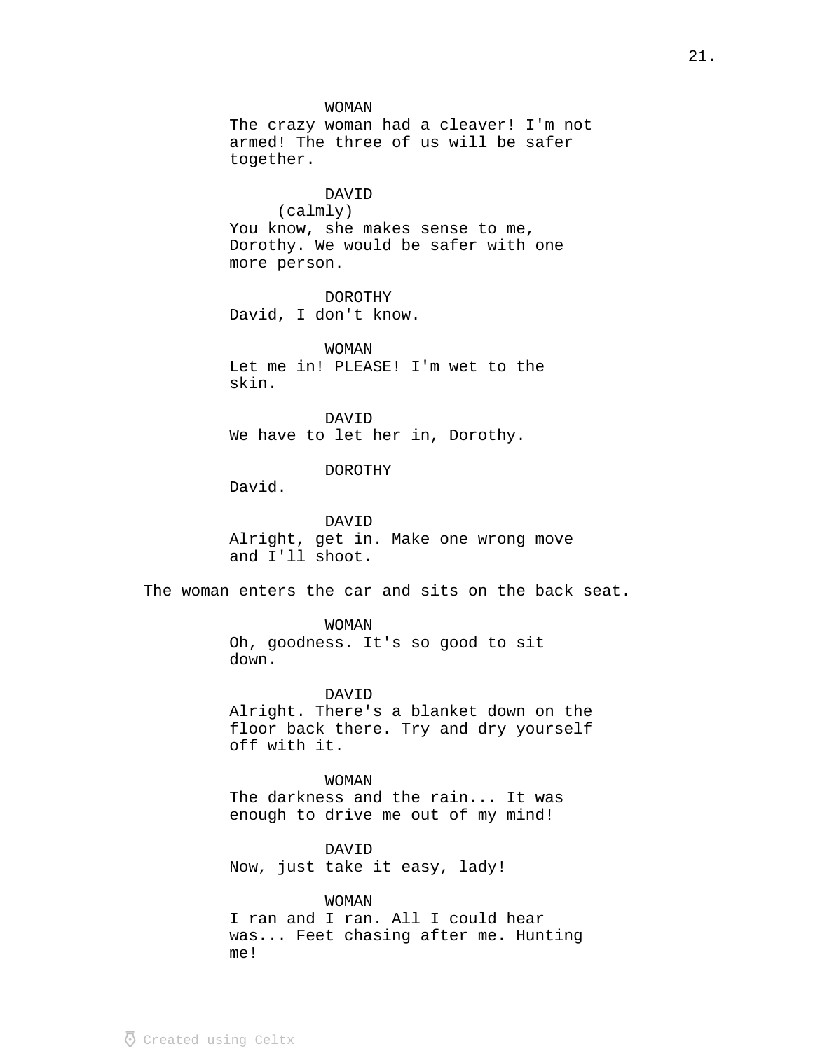WOMAN
The crazy woman had a cleaver! I'm not armed! The three of us will be safer together.

DAVID
(calmly)
You know, she makes sense to me, Dorothy. We would be safer with one more person.

DOROTHY
David, I don't know.

WOMAN
Let me in! PLEASE! I'm wet to the skin.

DAVID
We have to let her in, Dorothy.

DOROTHY
David.

DAVID
Alright, get in. Make one wrong move and I'll shoot.

The woman enters the car and sits on the back seat.

WOMAN
Oh, goodness. It's so good to sit down.

DAVID
Alright. There's a blanket down on the floor back there. Try and dry yourself off with it.

WOMAN
The darkness and the rain... It was enough to drive me out of my mind!

DAVID
Now, just take it easy, lady!

WOMAN
I ran and I ran. All I could hear was... Feet chasing after me. Hunting me!